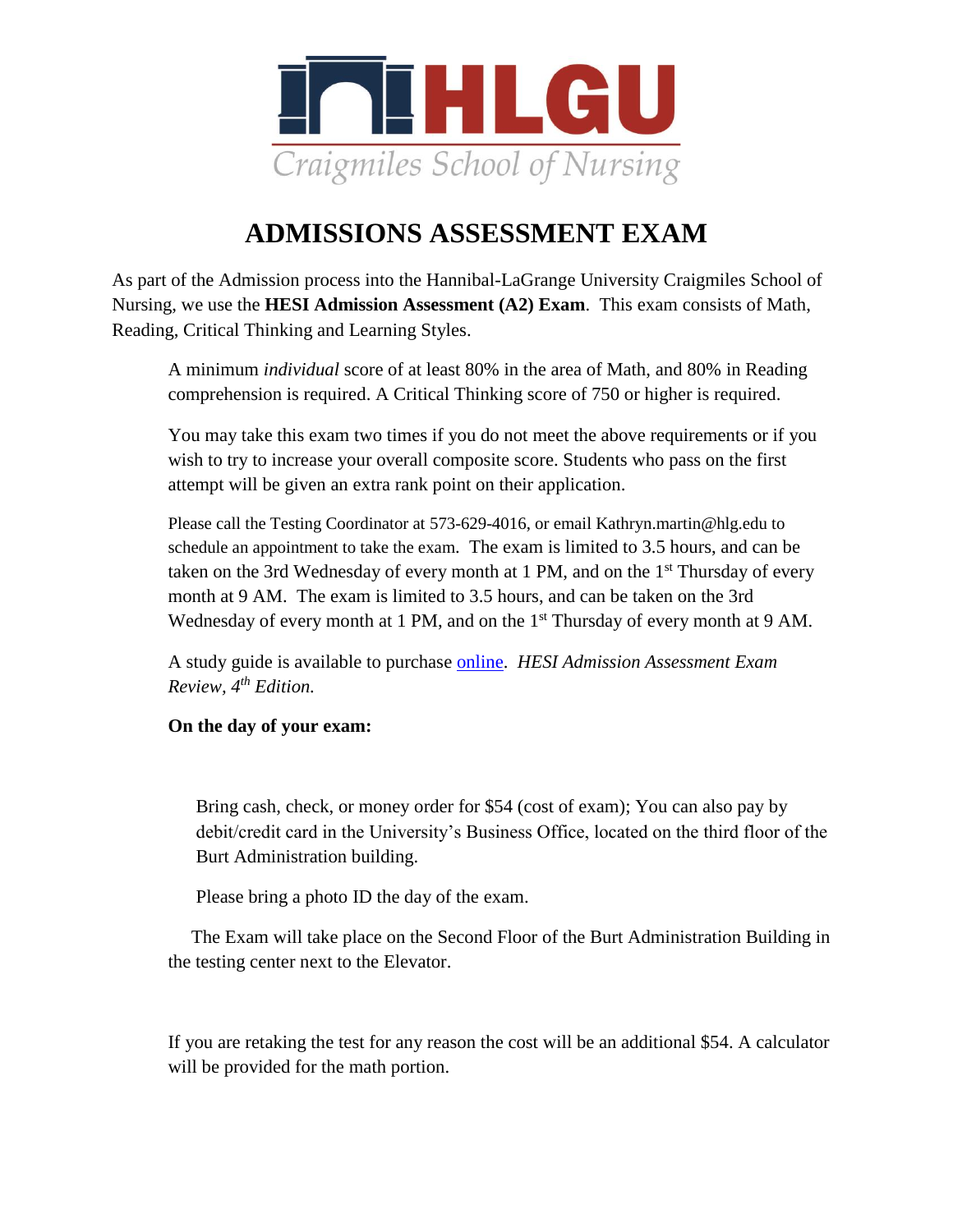HLGU

Craigmiles School of Nursing

# ADMISSIONS ASSESSMENT EXAM

As part of the Admission process into the Hannibal-LaGrange University Craigmiles School of Nursing, we use the **HESI Admission Assessment (A2) Exam**. This exam consists of Math, Reading, Critical Thinking and Learning Styles.

A minimum *individual* score of at least 80% in the area of Math, and 80% in Reading comprehension is required. A Critical Thinking score of 750 or higher is required.

You may take this exam two times if you do not meet the above requirements or if you wish to try to increase your overall composite score. Students who pass on the first attempt will be given an extra rank point on their application.

Please call the Testing Coordinator at 573-629-4016, or email Kathryn.martin@hlg.edu to schedule an appointment to take the exam. The exam is limited to 3.5 hours, and can be taken on the 3rd Wednesday of every month at 1 PM, and on the 1st Thursday of every month at 9 AM. The exam is limited to 3.5 hours, and can be taken on the 3rd Wednesday of every month at 1 PM, and on the 1st Thursday of every month at 9 AM.

A study guide is available to purchase [online](). *HESI Admission Assessment Exam Review, 4th Edition.*

**On the day of your exam:**

Bring cash, check, or money order for $54 (cost of exam); You can also pay by debit/credit card in the University's Business Office, located on the third floor of the Burt Administration building.

Please bring a photo ID the day of the exam.

The Exam will take place on the Second Floor of the Burt Administration Building in the testing center next to the Elevator.

If you are retaking the test for any reason the cost will be an additional $54. A calculator will be provided for the math portion.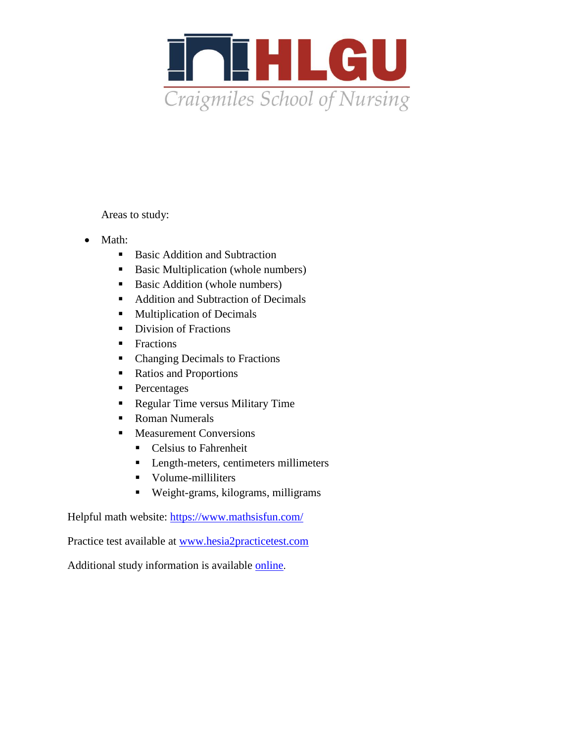HLGU

Craigmiles School of Nursing

Areas to study:

- Math:
  - Basic Addition and Subtraction
  - Basic Multiplication (whole numbers)
  - Basic Addition (whole numbers)
  - Addition and Subtraction of Decimals
  - Multiplication of Decimals
  - Division of Fractions
  - Fractions
  - Changing Decimals to Fractions
  - Ratios and Proportions
  - Percentages
  - Regular Time versus Military Time
  - Roman Numerals
  - Measurement Conversions
    - Celsius to Fahrenheit
    - Length-meters, centimeters millimeters
    - Volume-milliliters
    - Weight-grams, kilograms, milligrams

Helpful math website: [https://www.mathsisfun.com/](https://www.mathsisfun.com/)

Practice test available at [www.hesia2practicetest.com](www.hesia2practicetest.com)

Additional study information is available online.